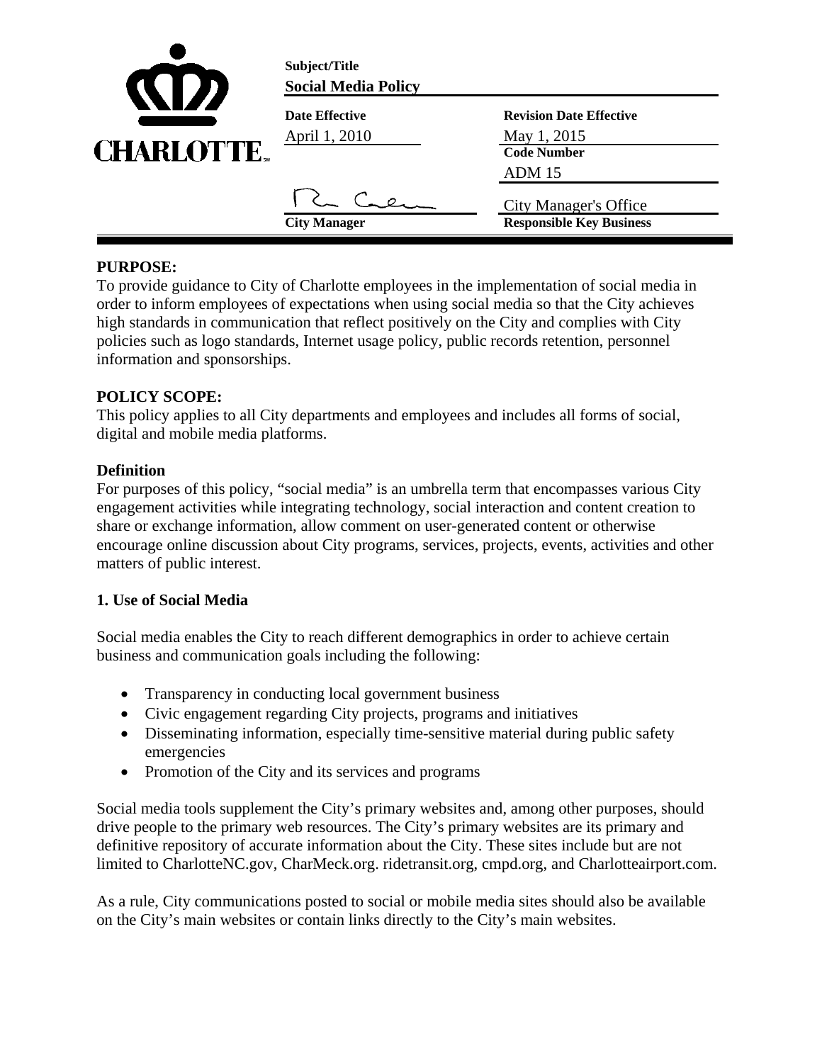**CHARLOTTE.**

| | | |
|---|---|---|
| **Subject/Title** | **Social Media Policy** | |
| **Date Effective** | April 1, 2010 | |
| **Revision Date Effective** | May 1, 2015 | |
| **Code Number** | ADM 15 | |
| **City Manager** | [signature] | |
| **Responsible Key Business** | City Manager's Office | |

## PURPOSE:

To provide guidance to City of Charlotte employees in the implementation of social media in order to inform employees of expectations when using social media so that the City achieves high standards in communication that reflect positively on the City and complies with City policies such as logo standards, Internet usage policy, public records retention, personnel information and sponsorships.

## POLICY SCOPE:

This policy applies to all City departments and employees and includes all forms of social, digital and mobile media platforms.

### Definition

For purposes of this policy, "social media" is an umbrella term that encompasses various City engagement activities while integrating technology, social interaction and content creation to share or exchange information, allow comment on user-generated content or otherwise encourage online discussion about City programs, services, projects, events, activities and other matters of public interest.

### 1. Use of Social Media

Social media enables the City to reach different demographics in order to achieve certain business and communication goals including the following:

- Transparency in conducting local government business
- Civic engagement regarding City projects, programs and initiatives
- Disseminating information, especially time-sensitive material during public safety emergencies
- Promotion of the City and its services and programs

Social media tools supplement the City's primary websites and, among other purposes, should drive people to the primary web resources. The City's primary websites are its primary and definitive repository of accurate information about the City. These sites include but are not limited to CharlotteNC.gov, CharMeck.org. ridetransit.org, cmpd.org, and Charlotteairport.com.

As a rule, City communications posted to social or mobile media sites should also be available on the City's main websites or contain links directly to the City's main websites.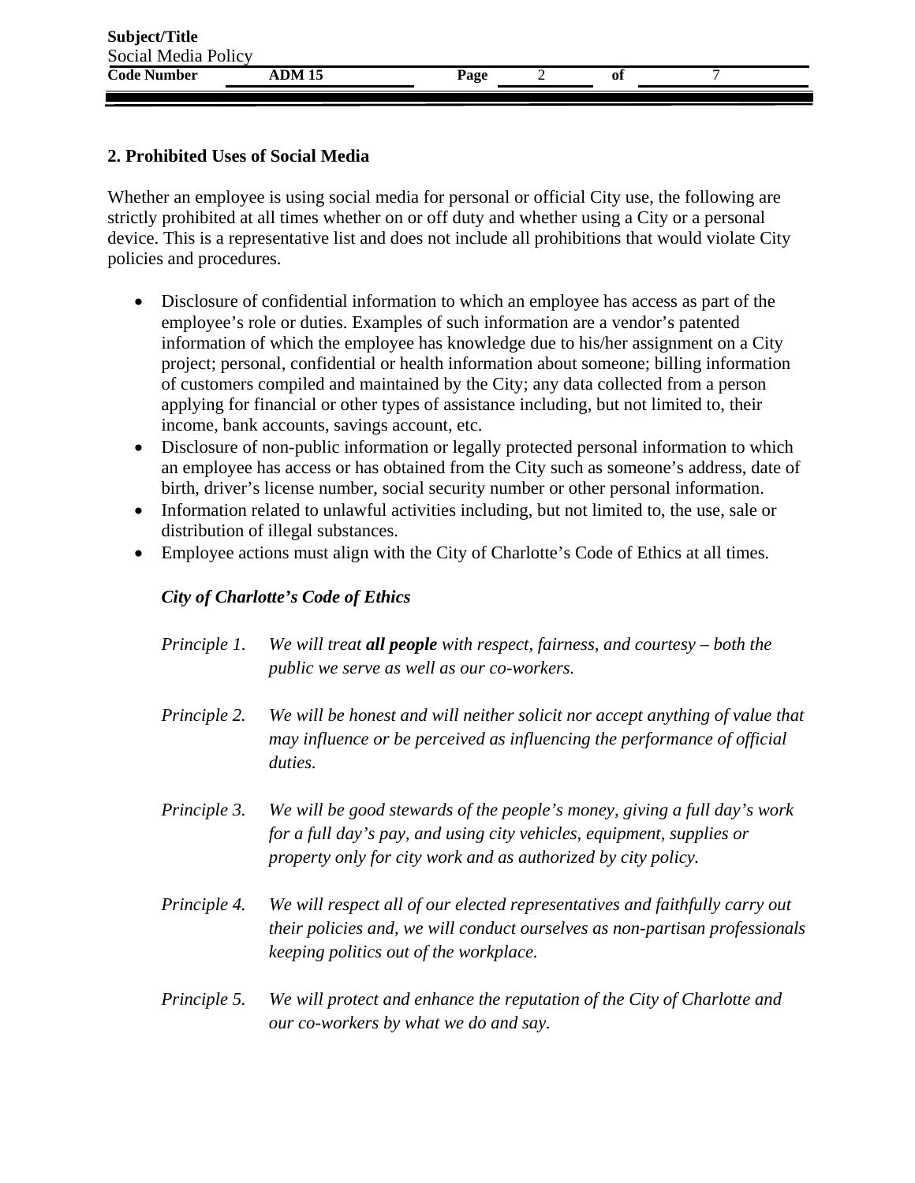## 2. Prohibited Uses of Social Media

Whether an employee is using social media for personal or official City use, the following are strictly prohibited at all times whether on or off duty and whether using a City or a personal device. This is a representative list and does not include all prohibitions that would violate City policies and procedures.

- Disclosure of confidential information to which an employee has access as part of the employee's role or duties. Examples of such information are a vendor's patented information of which the employee has knowledge due to his/her assignment on a City project; personal, confidential or health information about someone; billing information of customers compiled and maintained by the City; any data collected from a person applying for financial or other types of assistance including, but not limited to, their income, bank accounts, savings account, etc.
- Disclosure of non-public information or legally protected personal information to which an employee has access or has obtained from the City such as someone's address, date of birth, driver's license number, social security number or other personal information.
- Information related to unlawful activities including, but not limited to, the use, sale or distribution of illegal substances.
- Employee actions must align with the City of Charlotte's Code of Ethics at all times.

***City of Charlotte's Code of Ethics***

*Principle 1.* *We will treat* ***all people*** *with respect, fairness, and courtesy – both the public we serve as well as our co-workers.*

*Principle 2.* *We will be honest and will neither solicit nor accept anything of value that may influence or be perceived as influencing the performance of official duties.*

*Principle 3.* *We will be good stewards of the people's money, giving a full day's work for a full day's pay, and using city vehicles, equipment, supplies or property only for city work and as authorized by city policy.*

*Principle 4.* *We will respect all of our elected representatives and faithfully carry out their policies and, we will conduct ourselves as non-partisan professionals keeping politics out of the workplace.*

*Principle 5.* *We will protect and enhance the reputation of the City of Charlotte and our co-workers by what we do and say.*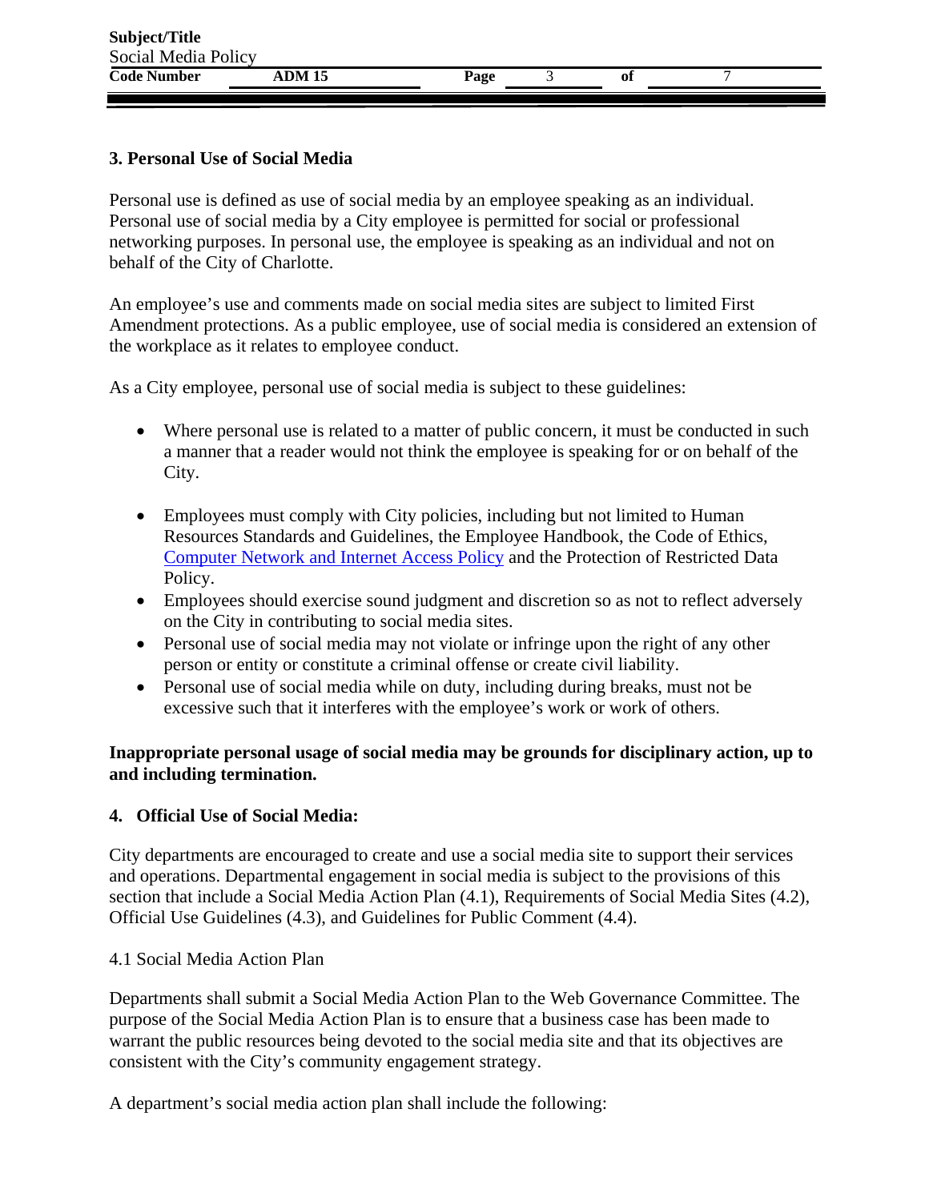### 3. Personal Use of Social Media

Personal use is defined as use of social media by an employee speaking as an individual. Personal use of social media by a City employee is permitted for social or professional networking purposes. In personal use, the employee is speaking as an individual and not on behalf of the City of Charlotte.

An employee's use and comments made on social media sites are subject to limited First Amendment protections. As a public employee, use of social media is considered an extension of the workplace as it relates to employee conduct.

As a City employee, personal use of social media is subject to these guidelines:

- Where personal use is related to a matter of public concern, it must be conducted in such a manner that a reader would not think the employee is speaking for or on behalf of the City.
- Employees must comply with City policies, including but not limited to Human Resources Standards and Guidelines, the Employee Handbook, the Code of Ethics, Computer Network and Internet Access Policy and the Protection of Restricted Data Policy.
- Employees should exercise sound judgment and discretion so as not to reflect adversely on the City in contributing to social media sites.
- Personal use of social media may not violate or infringe upon the right of any other person or entity or constitute a criminal offense or create civil liability.
- Personal use of social media while on duty, including during breaks, must not be excessive such that it interferes with the employee's work or work of others.

**Inappropriate personal usage of social media may be grounds for disciplinary action, up to and including termination.**

### 4. Official Use of Social Media:

City departments are encouraged to create and use a social media site to support their services and operations. Departmental engagement in social media is subject to the provisions of this section that include a Social Media Action Plan (4.1), Requirements of Social Media Sites (4.2), Official Use Guidelines (4.3), and Guidelines for Public Comment (4.4).

4.1 Social Media Action Plan

Departments shall submit a Social Media Action Plan to the Web Governance Committee. The purpose of the Social Media Action Plan is to ensure that a business case has been made to warrant the public resources being devoted to the social media site and that its objectives are consistent with the City's community engagement strategy.

A department's social media action plan shall include the following: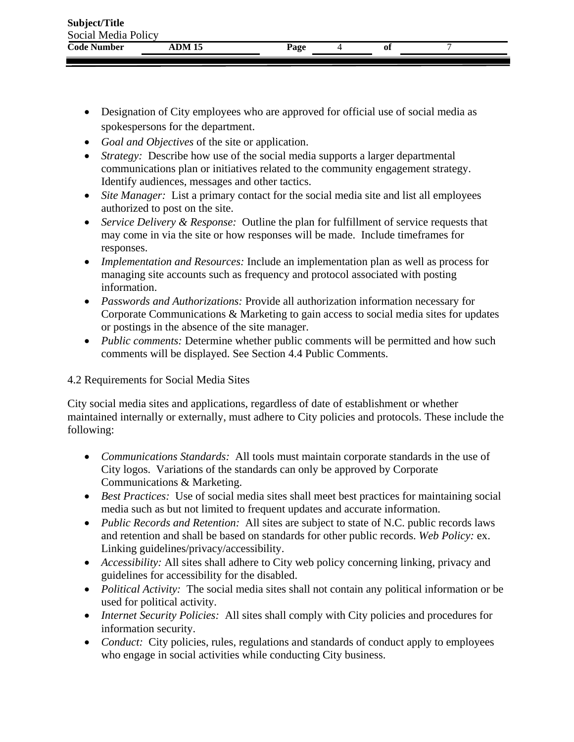- Designation of City employees who are approved for official use of social media as spokespersons for the department.
- *Goal and Objectives* of the site or application.
- *Strategy:* Describe how use of the social media supports a larger departmental communications plan or initiatives related to the community engagement strategy. Identify audiences, messages and other tactics.
- *Site Manager:* List a primary contact for the social media site and list all employees authorized to post on the site.
- *Service Delivery & Response:* Outline the plan for fulfillment of service requests that may come in via the site or how responses will be made. Include timeframes for responses.
- *Implementation and Resources:* Include an implementation plan as well as process for managing site accounts such as frequency and protocol associated with posting information.
- *Passwords and Authorizations:* Provide all authorization information necessary for Corporate Communications & Marketing to gain access to social media sites for updates or postings in the absence of the site manager.
- *Public comments:* Determine whether public comments will be permitted and how such comments will be displayed. See Section 4.4 Public Comments.

4.2 Requirements for Social Media Sites

City social media sites and applications, regardless of date of establishment or whether maintained internally or externally, must adhere to City policies and protocols. These include the following:

- *Communications Standards:* All tools must maintain corporate standards in the use of City logos. Variations of the standards can only be approved by Corporate Communications & Marketing.
- *Best Practices:* Use of social media sites shall meet best practices for maintaining social media such as but not limited to frequent updates and accurate information.
- *Public Records and Retention:* All sites are subject to state of N.C. public records laws and retention and shall be based on standards for other public records. *Web Policy:* ex. Linking guidelines/privacy/accessibility.
- *Accessibility:* All sites shall adhere to City web policy concerning linking, privacy and guidelines for accessibility for the disabled.
- *Political Activity:* The social media sites shall not contain any political information or be used for political activity.
- *Internet Security Policies:* All sites shall comply with City policies and procedures for information security.
- *Conduct:* City policies, rules, regulations and standards of conduct apply to employees who engage in social activities while conducting City business.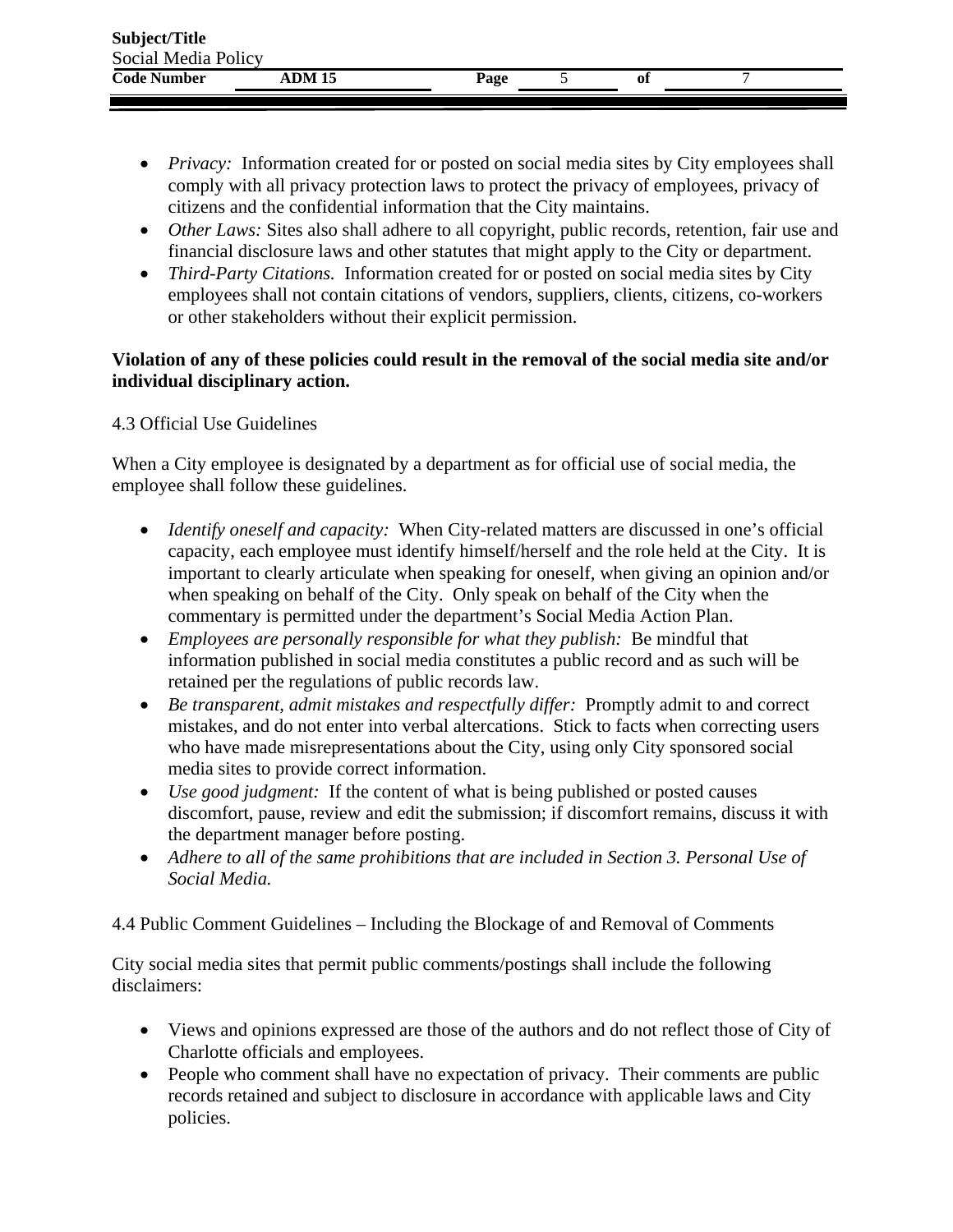- *Privacy:* Information created for or posted on social media sites by City employees shall comply with all privacy protection laws to protect the privacy of employees, privacy of citizens and the confidential information that the City maintains.
- *Other Laws:* Sites also shall adhere to all copyright, public records, retention, fair use and financial disclosure laws and other statutes that might apply to the City or department.
- *Third-Party Citations.* Information created for or posted on social media sites by City employees shall not contain citations of vendors, suppliers, clients, citizens, co-workers or other stakeholders without their explicit permission.

**Violation of any of these policies could result in the removal of the social media site and/or individual disciplinary action.**

4.3 Official Use Guidelines

When a City employee is designated by a department as for official use of social media, the employee shall follow these guidelines.

- *Identify oneself and capacity:* When City-related matters are discussed in one's official capacity, each employee must identify himself/herself and the role held at the City. It is important to clearly articulate when speaking for oneself, when giving an opinion and/or when speaking on behalf of the City. Only speak on behalf of the City when the commentary is permitted under the department's Social Media Action Plan.
- *Employees are personally responsible for what they publish:* Be mindful that information published in social media constitutes a public record and as such will be retained per the regulations of public records law.
- *Be transparent, admit mistakes and respectfully differ:* Promptly admit to and correct mistakes, and do not enter into verbal altercations. Stick to facts when correcting users who have made misrepresentations about the City, using only City sponsored social media sites to provide correct information.
- *Use good judgment:* If the content of what is being published or posted causes discomfort, pause, review and edit the submission; if discomfort remains, discuss it with the department manager before posting.
- *Adhere to all of the same prohibitions that are included in Section 3. Personal Use of Social Media.*

4.4 Public Comment Guidelines – Including the Blockage of and Removal of Comments

City social media sites that permit public comments/postings shall include the following disclaimers:

- Views and opinions expressed are those of the authors and do not reflect those of City of Charlotte officials and employees.
- People who comment shall have no expectation of privacy. Their comments are public records retained and subject to disclosure in accordance with applicable laws and City policies.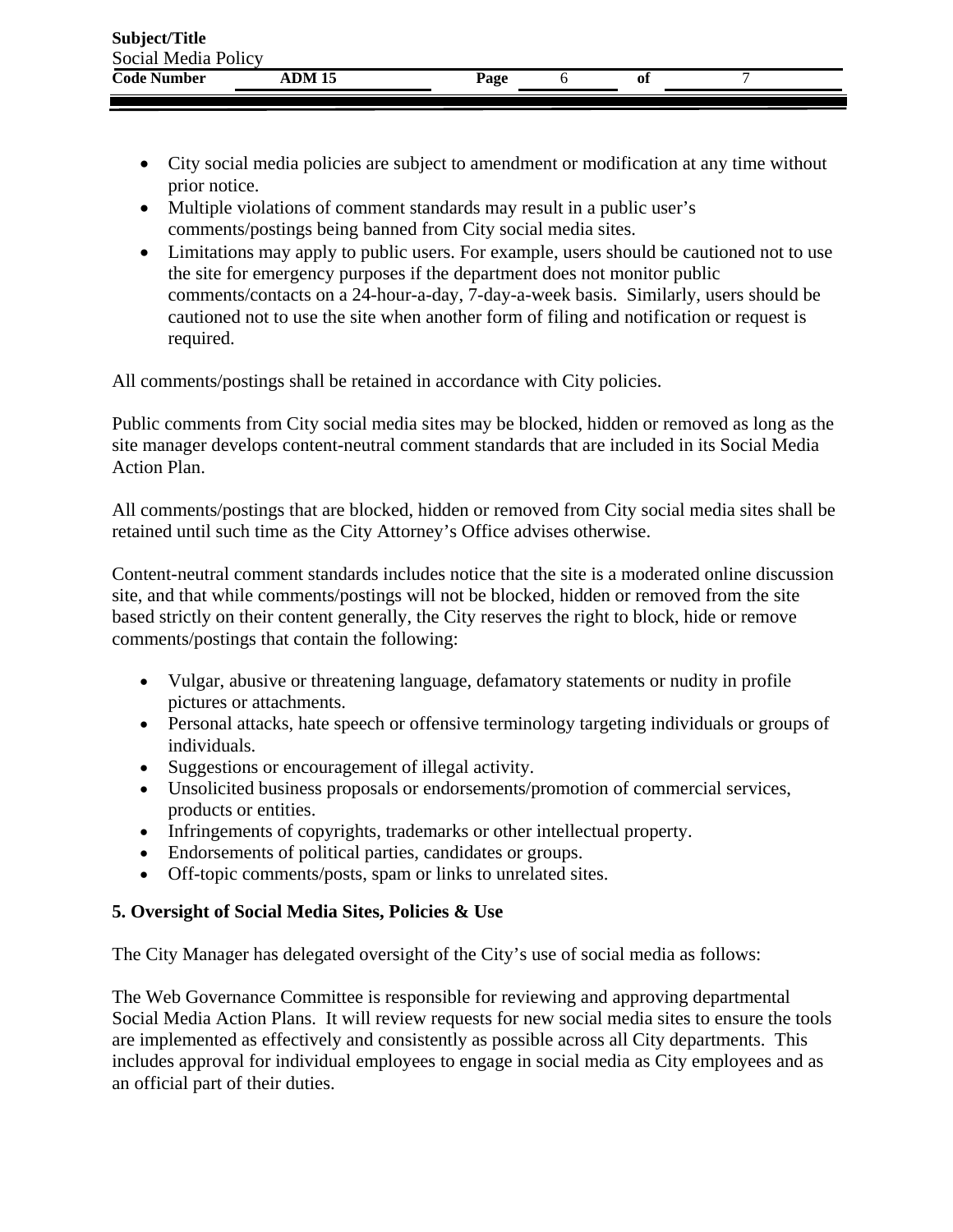- City social media policies are subject to amendment or modification at any time without prior notice.
- Multiple violations of comment standards may result in a public user's comments/postings being banned from City social media sites.
- Limitations may apply to public users. For example, users should be cautioned not to use the site for emergency purposes if the department does not monitor public comments/contacts on a 24-hour-a-day, 7-day-a-week basis. Similarly, users should be cautioned not to use the site when another form of filing and notification or request is required.

All comments/postings shall be retained in accordance with City policies.

Public comments from City social media sites may be blocked, hidden or removed as long as the site manager develops content-neutral comment standards that are included in its Social Media Action Plan.

All comments/postings that are blocked, hidden or removed from City social media sites shall be retained until such time as the City Attorney's Office advises otherwise.

Content-neutral comment standards includes notice that the site is a moderated online discussion site, and that while comments/postings will not be blocked, hidden or removed from the site based strictly on their content generally, the City reserves the right to block, hide or remove comments/postings that contain the following:

- Vulgar, abusive or threatening language, defamatory statements or nudity in profile pictures or attachments.
- Personal attacks, hate speech or offensive terminology targeting individuals or groups of individuals.
- Suggestions or encouragement of illegal activity.
- Unsolicited business proposals or endorsements/promotion of commercial services, products or entities.
- Infringements of copyrights, trademarks or other intellectual property.
- Endorsements of political parties, candidates or groups.
- Off-topic comments/posts, spam or links to unrelated sites.

**5. Oversight of Social Media Sites, Policies & Use**

The City Manager has delegated oversight of the City's use of social media as follows:

The Web Governance Committee is responsible for reviewing and approving departmental Social Media Action Plans. It will review requests for new social media sites to ensure the tools are implemented as effectively and consistently as possible across all City departments. This includes approval for individual employees to engage in social media as City employees and as an official part of their duties.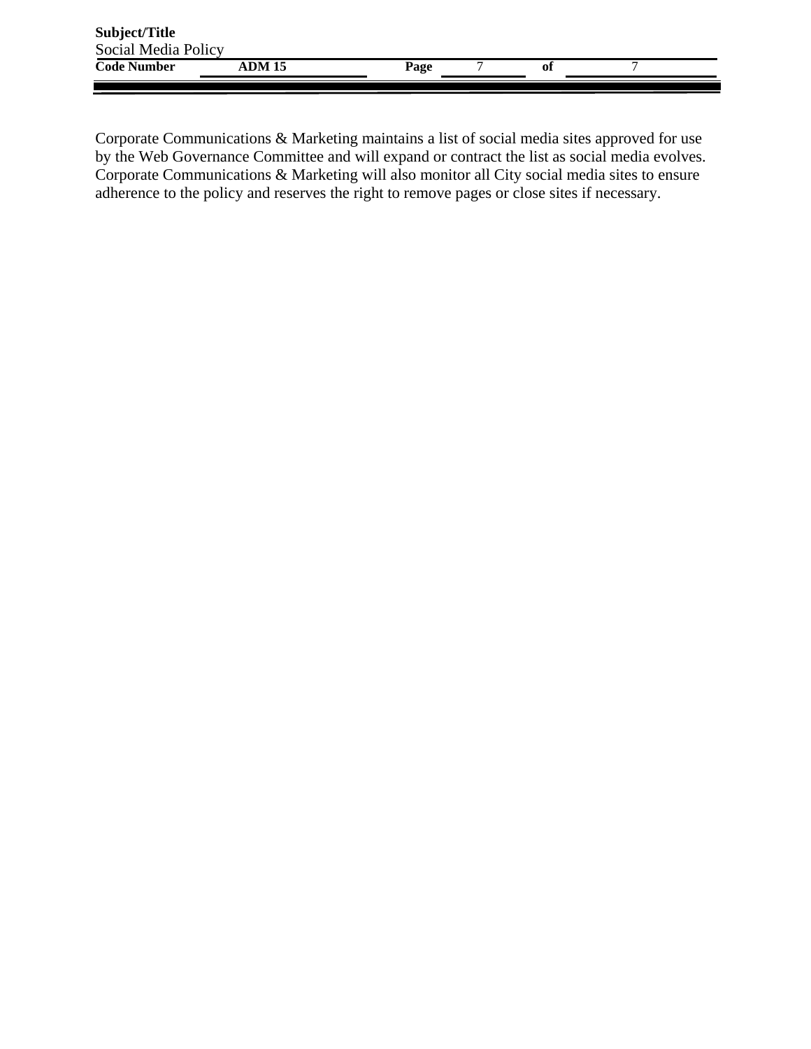Corporate Communications & Marketing maintains a list of social media sites approved for use by the Web Governance Committee and will expand or contract the list as social media evolves. Corporate Communications & Marketing will also monitor all City social media sites to ensure adherence to the policy and reserves the right to remove pages or close sites if necessary.